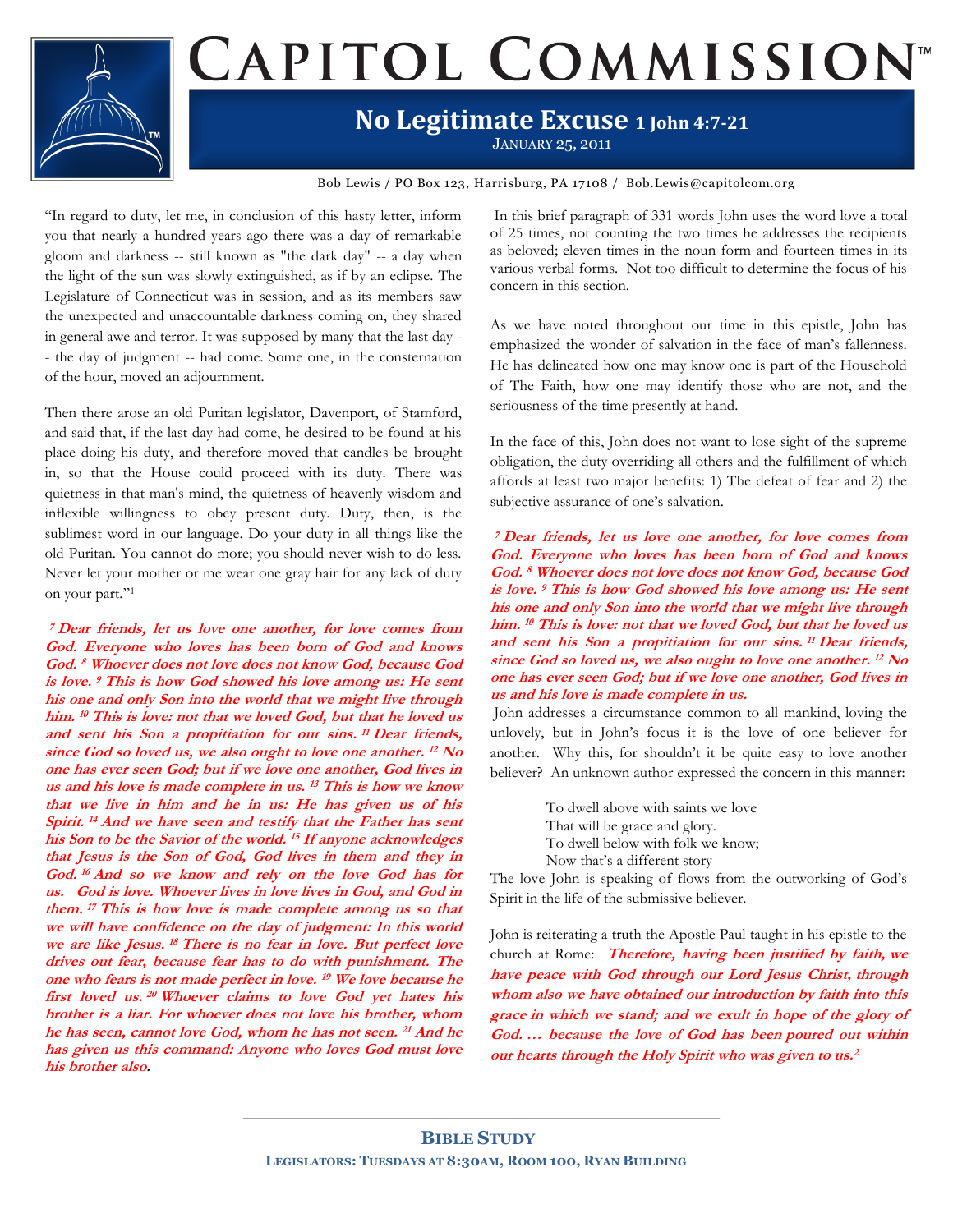# CAPITOL COMMISSION™

## No Legitimate Excuse 1 John 4:7-21

JANUARY 25, 2011

Bob Lewis / PO Box 123, Harrisburg, PA 17108 / Bob.Lewis@capitolcom.org

"In regard to duty, let me, in conclusion of this hasty letter, inform you that nearly a hundred years ago there was a day of remarkable gloom and darkness -- still known as "the dark day" -- a day when the light of the sun was slowly extinguished, as if by an eclipse. The Legislature of Connecticut was in session, and as its members saw the unexpected and unaccountable darkness coming on, they shared in general awe and terror. It was supposed by many that the last day -- the day of judgment -- had come. Some one, in the consternation of the hour, moved an adjournment.

Then there arose an old Puritan legislator, Davenport, of Stamford, and said that, if the last day had come, he desired to be found at his place doing his duty, and therefore moved that candles be brought in, so that the House could proceed with its duty. There was quietness in that man's mind, the quietness of heavenly wisdom and inflexible willingness to obey present duty. Duty, then, is the sublimest word in our language. Do your duty in all things like the old Puritan. You cannot do more; you should never wish to do less. Never let your mother or me wear one gray hair for any lack of duty on your part."[1]

***[7] Dear friends, let us love one another, for love comes from God. Everyone who loves has been born of God and knows God. [8] Whoever does not love does not know God, because God is love. [9] This is how God showed his love among us: He sent his one and only Son into the world that we might live through him. [10] This is love: not that we loved God, but that he loved us and sent his Son a propitiation for our sins. [11] Dear friends, since God so loved us, we also ought to love one another. [12] No one has ever seen God; but if we love one another, God lives in us and his love is made complete in us. [13] This is how we know that we live in him and he in us: He has given us of his Spirit. [14] And we have seen and testify that the Father has sent his Son to be the Savior of the world. [15] If anyone acknowledges that Jesus is the Son of God, God lives in them and they in God. [16] And so we know and rely on the love God has for us. God is love. Whoever lives in love lives in God, and God in them. [17] This is how love is made complete among us so that we will have confidence on the day of judgment: In this world we are like Jesus. [18] There is no fear in love. But perfect love drives out fear, because fear has to do with punishment. The one who fears is not made perfect in love. [19] We love because he first loved us. [20] Whoever claims to love God yet hates his brother is a liar. For whoever does not love his brother, whom he has seen, cannot love God, whom he has not seen. [21] And he has given us this command: Anyone who loves God must love his brother also.***

In this brief paragraph of 331 words John uses the word love a total of 25 times, not counting the two times he addresses the recipients as beloved; eleven times in the noun form and fourteen times in its various verbal forms. Not too difficult to determine the focus of his concern in this section.

As we have noted throughout our time in this epistle, John has emphasized the wonder of salvation in the face of man's fallenness. He has delineated how one may know one is part of the Household of The Faith, how one may identify those who are not, and the seriousness of the time presently at hand.

In the face of this, John does not want to lose sight of the supreme obligation, the duty overriding all others and the fulfillment of which affords at least two major benefits: 1) The defeat of fear and 2) the subjective assurance of one's salvation.

***[7] Dear friends, let us love one another, for love comes from God. Everyone who loves has been born of God and knows God. [8] Whoever does not love does not know God, because God is love. [9] This is how God showed his love among us: He sent his one and only Son into the world that we might live through him. [10] This is love: not that we loved God, but that he loved us and sent his Son a propitiation for our sins. [11] Dear friends, since God so loved us, we also ought to love one another. [12] No one has ever seen God; but if we love one another, God lives in us and his love is made complete in us.***

John addresses a circumstance common to all mankind, loving the unlovely, but in John's focus it is the love of one believer for another. Why this, for shouldn't it be quite easy to love another believer? An unknown author expressed the concern in this manner:

> To dwell above with saints we love
> That will be grace and glory.
> To dwell below with folk we know;
> Now that's a different story

The love John is speaking of flows from the outworking of God's Spirit in the life of the submissive believer.

John is reiterating a truth the Apostle Paul taught in his epistle to the church at Rome: ***Therefore, having been justified by faith, we have peace with God through our Lord Jesus Christ, through whom also we have obtained our introduction by faith into this grace in which we stand; and we exult in hope of the glory of God. … because the love of God has been poured out within our hearts through the Holy Spirit who was given to us.***[2]

**BIBLE STUDY**

**LEGISLATORS: TUESDAYS AT 8:30AM, ROOM 100, RYAN BUILDING**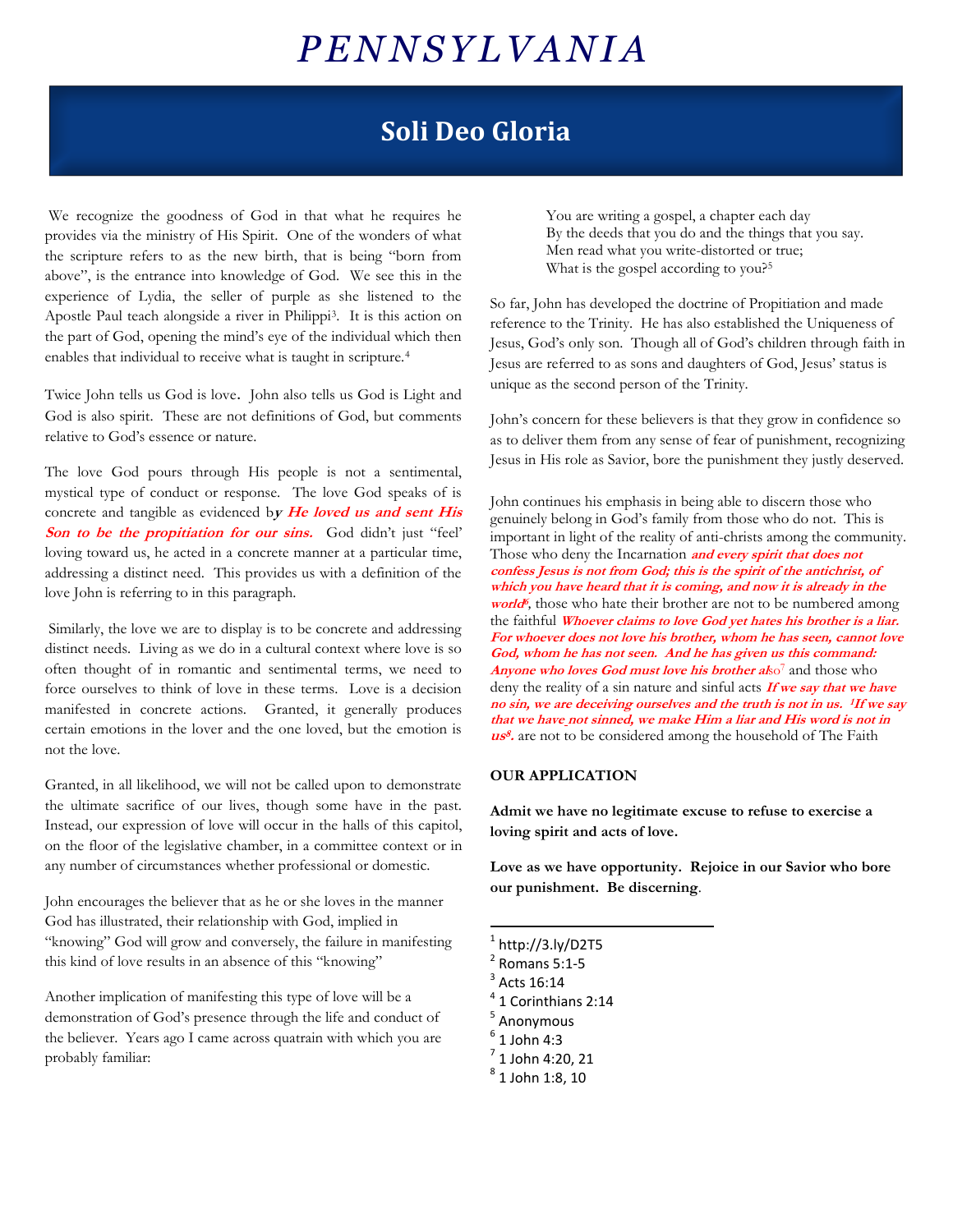# *PENNSYLVANIA*

## Soli Deo Gloria

We recognize the goodness of God in that what he requires he provides via the ministry of His Spirit. One of the wonders of what the scripture refers to as the new birth, that is being "born from above", is the entrance into knowledge of God. We see this in the experience of Lydia, the seller of purple as she listened to the Apostle Paul teach alongside a river in Philippi[3]. It is this action on the part of God, opening the mind's eye of the individual which then enables that individual to receive what is taught in scripture.[4]

Twice John tells us God is love. John also tells us God is Light and God is also spirit. These are not definitions of God, but comments relative to God's essence or nature.

The love God pours through His people is not a sentimental, mystical type of conduct or response. The love God speaks of is concrete and tangible as evidenced b***y He loved us and sent His Son to be the propitiation for our sins.*** God didn't just "feel' loving toward us, he acted in a concrete manner at a particular time, addressing a distinct need. This provides us with a definition of the love John is referring to in this paragraph.

Similarly, the love we are to display is to be concrete and addressing distinct needs. Living as we do in a cultural context where love is so often thought of in romantic and sentimental terms, we need to force ourselves to think of love in these terms. Love is a decision manifested in concrete actions. Granted, it generally produces certain emotions in the lover and the one loved, but the emotion is not the love.

Granted, in all likelihood, we will not be called upon to demonstrate the ultimate sacrifice of our lives, though some have in the past. Instead, our expression of love will occur in the halls of this capitol, on the floor of the legislative chamber, in a committee context or in any number of circumstances whether professional or domestic.

John encourages the believer that as he or she loves in the manner God has illustrated, their relationship with God, implied in "knowing" God will grow and conversely, the failure in manifesting this kind of love results in an absence of this "knowing"

Another implication of manifesting this type of love will be a demonstration of God's presence through the life and conduct of the believer. Years ago I came across quatrain with which you are probably familiar:

> You are writing a gospel, a chapter each day
> By the deeds that you do and the things that you say.
> Men read what you write-distorted or true;
> What is the gospel according to you?[5]

So far, John has developed the doctrine of Propitiation and made reference to the Trinity. He has also established the Uniqueness of Jesus, God's only son. Though all of God's children through faith in Jesus are referred to as sons and daughters of God, Jesus' status is unique as the second person of the Trinity.

John's concern for these believers is that they grow in confidence so as to deliver them from any sense of fear of punishment, recognizing Jesus in His role as Savior, bore the punishment they justly deserved.

John continues his emphasis in being able to discern those who genuinely belong in God's family from those who do not. This is important in light of the reality of anti-christs among the community. Those who deny the Incarnation ***and every spirit that does not confess Jesus is not from God; this is the spirit of the antichrist, of which you have heard that it is coming, and now it is already in the world***[6]*,* those who hate their brother are not to be numbered among the faithful ***Whoever claims to love God yet hates his brother is a liar. For whoever does not love his brother, whom he has seen, cannot love God, whom he has not seen. And he has given us this command: Anyone who loves God must love his brother al***so[7] and those who deny the reality of a sin nature and sinful acts ***If we say that we have no sin, we are deceiving ourselves and the truth is not in us. [1]If we say that we have not sinned, we make Him a liar and His word is not in us***[8]***.*** are not to be considered among the household of The Faith

**OUR APPLICATION**

**Admit we have no legitimate excuse to refuse to exercise a loving spirit and acts of love.**

**Love as we have opportunity. Rejoice in our Savior who bore our punishment. Be discerning**.

---

[1] http://3.ly/D2T5
[2] Romans 5:1-5
[3] Acts 16:14
[4] 1 Corinthians 2:14
[5] Anonymous
[6] 1 John 4:3
[7] 1 John 4:20, 21
[8] 1 John 1:8, 10